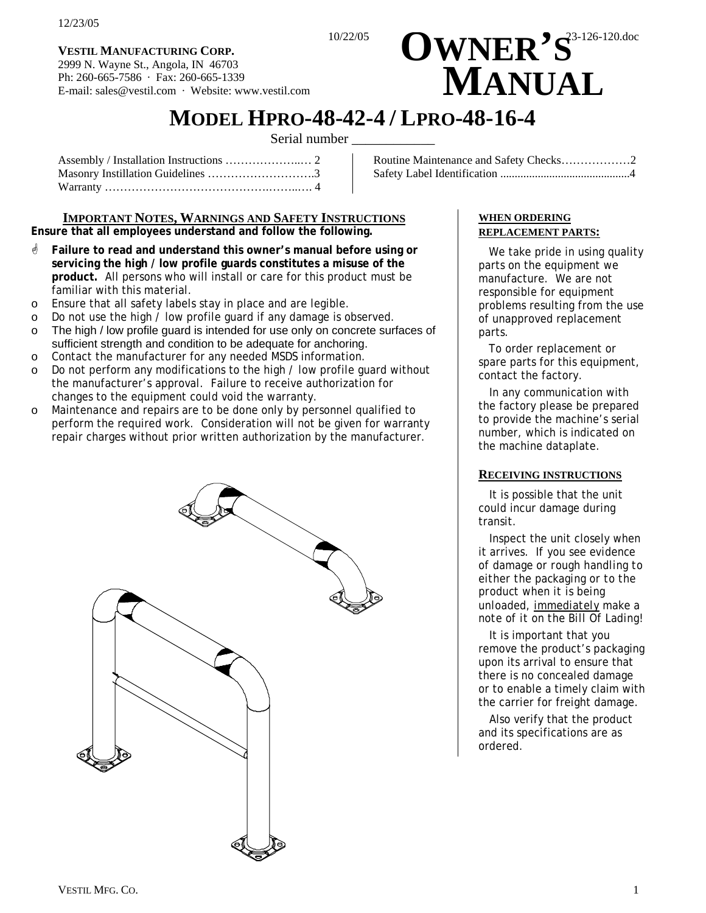12/23/05

10/22/05 23-126-120.doc

**VESTIL MANUFACTURING CORP.**
2999 N. Wayne St., Angola, IN 46703
Ph: 260-665-7586 · Fax: 260-665-1339
E-mail: sales@vestil.com · Website: www.vestil.com

# OWNER'S MANUAL

# MODEL HPRO-48-42-4 / LPRO-48-16-4

Serial number ____________

Assembly / Installation Instructions ………………..… 2
Masonry Instillation Guidelines ……………………….3
Warranty ……………………………………..……..…. 4
Routine Maintenance and Safety Checks………………2
Safety Label Identification ..............................................4

## IMPORTANT NOTES, WARNINGS AND SAFETY INSTRUCTIONS

**Ensure that all employees understand and follow the following.**

- **Failure to read and understand this owner's manual before using or servicing the high / low profile guards constitutes a misuse of the product.** All persons who will install or care for this product must be familiar with this material.
- Ensure that all safety labels stay in place and are legible.
- Do not use the high / low profile guard if any damage is observed.
- The high / low profile guard is intended for use only on concrete surfaces of sufficient strength and condition to be adequate for anchoring.
- Contact the manufacturer for any needed MSDS information.
- Do not perform any modifications to the high / low profile guard without the manufacturer's approval. Failure to receive authorization for changes to the equipment could void the warranty.
- Maintenance and repairs are to be done only by personnel qualified to perform the required work. Consideration will not be given for warranty repair charges without prior written authorization by the manufacturer.

## WHEN ORDERING REPLACEMENT PARTS:

We take pride in using quality parts on the equipment we manufacture. We are not responsible for equipment problems resulting from the use of unapproved replacement parts.

To order replacement or spare parts for this equipment, contact the factory.

In any communication with the factory please be prepared to provide the machine's serial number, which is indicated on the machine dataplate.

## RECEIVING INSTRUCTIONS

It is possible that the unit could incur damage during transit.

Inspect the unit closely when it arrives. If you see evidence of damage or rough handling to either the packaging or to the product when it is being unloaded, immediately make a note of it on the Bill Of Lading!

It is important that you remove the product's packaging upon its arrival to ensure that there is no concealed damage or to enable a timely claim with the carrier for freight damage.

Also verify that the product and its specifications are as ordered.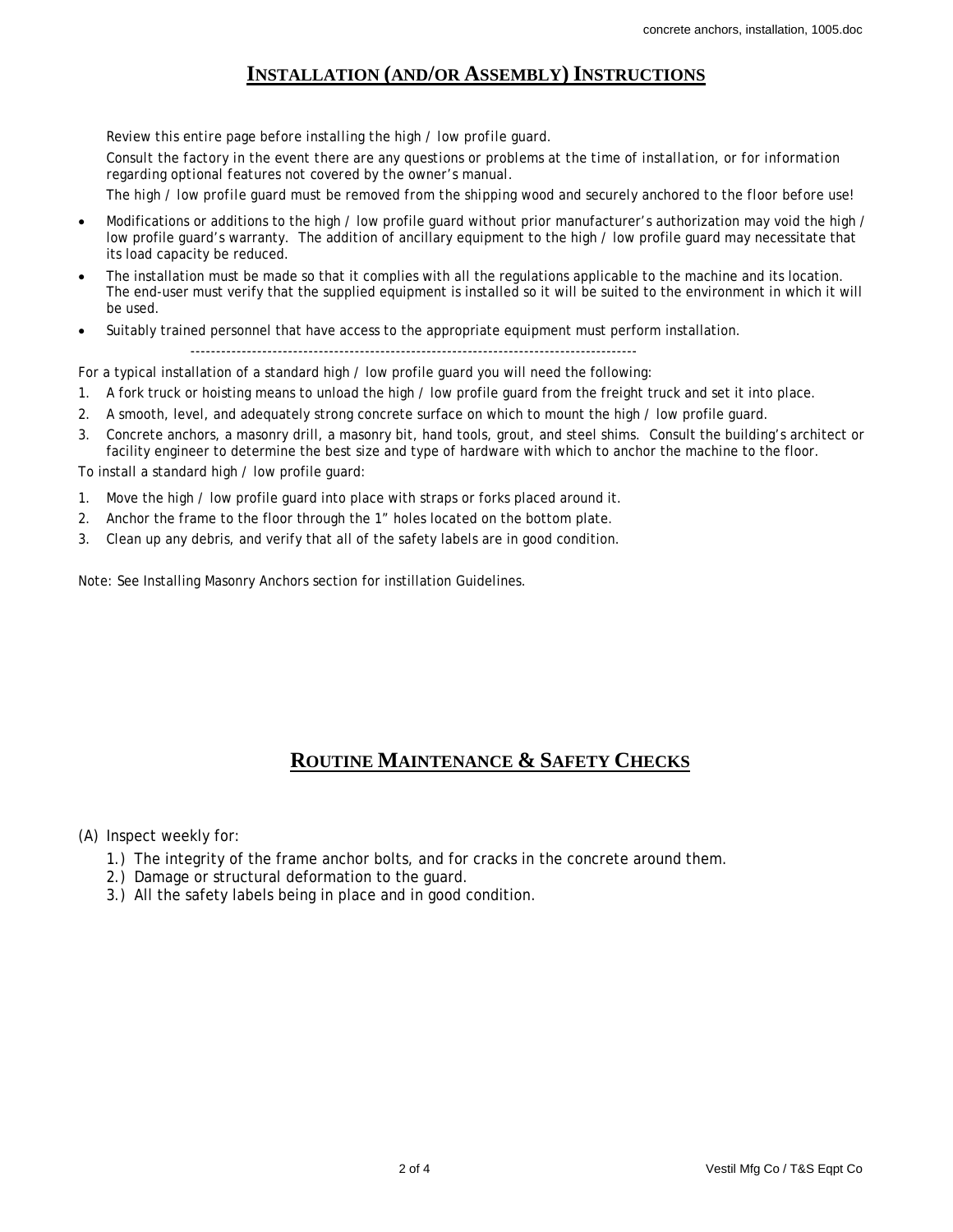# Installation (and/or Assembly) Instructions

*Review this entire page before installing the high / low profile guard.*

*Consult the factory in the event there are any questions or problems at the time of installation, or for information regarding optional features not covered by the owner's manual.*

*The high / low profile guard must be removed from the shipping wood and securely anchored to the floor before use!*

- Modifications or additions to the high / low profile guard without prior manufacturer's authorization may void the high / low profile guard's warranty. The addition of ancillary equipment to the high / low profile guard may necessitate that its load capacity be reduced.
- The installation must be made so that it complies with all the regulations applicable to the machine and its location. The end-user must verify that the supplied equipment is installed so it will be suited to the environment in which it will be used.
- Suitably trained personnel that have access to the appropriate equipment must perform installation.

---

For a typical installation of a standard high / low profile guard you will need the following:

1. A fork truck or hoisting means to unload the high / low profile guard from the freight truck and set it into place.
2. A smooth, level, and adequately strong concrete surface on which to mount the high / low profile guard.
3. Concrete anchors, a masonry drill, a masonry bit, hand tools, grout, and steel shims. Consult the building's architect or facility engineer to determine the best size and type of hardware with which to anchor the machine to the floor.

To install a standard high / low profile guard:

1. Move the high / low profile guard into place with straps or forks placed around it.
2. Anchor the frame to the floor through the 1" holes located on the bottom plate.
3. Clean up any debris, and verify that all of the safety labels are in good condition.

Note: See Installing Masonry Anchors section for instillation Guidelines.

# Routine Maintenance & Safety Checks

(A) Inspect weekly for:

1.) The integrity of the frame anchor bolts, and for cracks in the concrete around them.
2.) Damage or structural deformation to the guard.
3.) All the safety labels being in place and in good condition.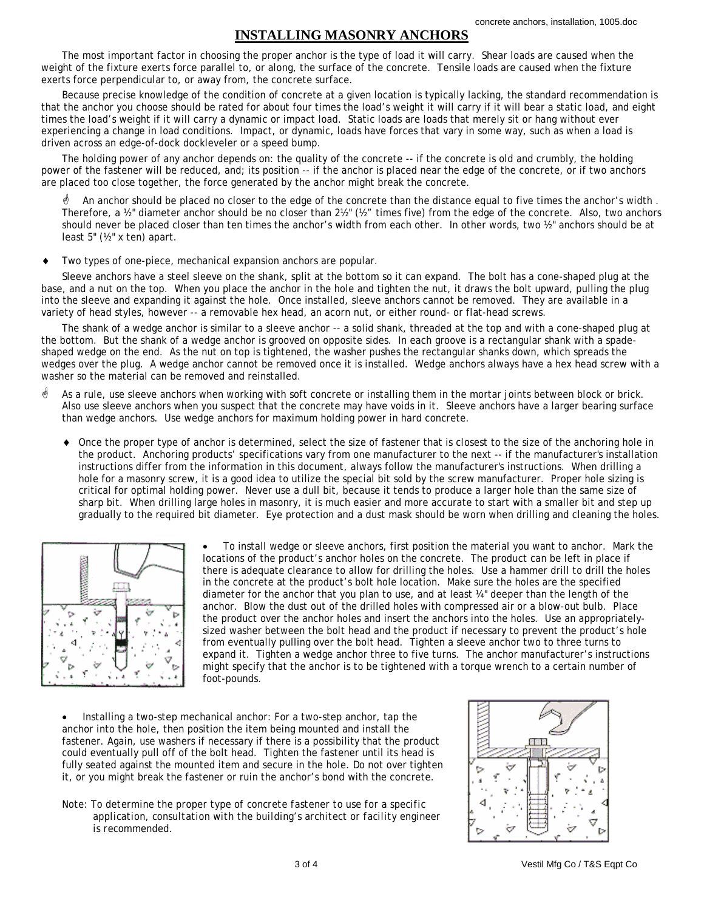# INSTALLING MASONRY ANCHORS

The most important factor in choosing the proper anchor is the type of load it will carry. Shear loads are caused when the weight of the fixture exerts force parallel to, or along, the surface of the concrete. Tensile loads are caused when the fixture exerts force perpendicular to, or away from, the concrete surface.

Because precise knowledge of the condition of concrete at a given location is typically lacking, the standard recommendation is that the anchor you choose should be rated for about four times the load's weight if it will carry if it will bear a static load, and eight times the load's weight if it will carry a dynamic or impact load. Static loads are loads that merely sit or hang without ever experiencing a change in load conditions. Impact, or dynamic, loads have forces that vary in some way, such as when a load is driven across an edge-of-dock dockleveler or a speed bump.

The holding power of any anchor depends on: the quality of the concrete -- if the concrete is old and crumbly, the holding power of the fastener will be reduced, and; its position -- if the anchor is placed near the edge of the concrete, or if two anchors are placed too close together, the force generated by the anchor might break the concrete.

☝ An anchor should be placed no closer to the edge of the concrete than the distance equal to five times the anchor's width . Therefore, a ½" diameter anchor should be no closer than 2½" (½" times five) from the edge of the concrete. Also, two anchors should never be placed closer than ten times the anchor's width from each other. In other words, two ½" anchors should be at least 5" (½" x ten) apart.

- Two types of one-piece, mechanical expansion anchors are popular.

Sleeve anchors have a steel sleeve on the shank, split at the bottom so it can expand. The bolt has a cone-shaped plug at the base, and a nut on the top. When you place the anchor in the hole and tighten the nut, it draws the bolt upward, pulling the plug into the sleeve and expanding it against the hole. Once installed, sleeve anchors cannot be removed. They are available in a variety of head styles, however -- a removable hex head, an acorn nut, or either round- or flat-head screws.

The shank of a wedge anchor is similar to a sleeve anchor -- a solid shank, threaded at the top and with a cone-shaped plug at the bottom. But the shank of a wedge anchor is grooved on opposite sides. In each groove is a rectangular shank with a spade-shaped wedge on the end. As the nut on top is tightened, the washer pushes the rectangular shanks down, which spreads the wedges over the plug. A wedge anchor cannot be removed once it is installed. Wedge anchors always have a hex head screw with a washer so the material can be removed and reinstalled.

☝ As a rule, use sleeve anchors when working with soft concrete or installing them in the mortar joints between block or brick. Also use sleeve anchors when you suspect that the concrete may have voids in it. Sleeve anchors have a larger bearing surface than wedge anchors. Use wedge anchors for maximum holding power in hard concrete.

- Once the proper type of anchor is determined, select the size of fastener that is closest to the size of the anchoring hole in the product. Anchoring products' specifications vary from one manufacturer to the next -- if the manufacturer's installation instructions differ from the information in this document, always follow the manufacturer's instructions. When drilling a hole for a masonry screw, it is a good idea to utilize the special bit sold by the screw manufacturer. Proper hole sizing is critical for optimal holding power. Never use a dull bit, because it tends to produce a larger hole than the same size of sharp bit. When drilling large holes in masonry, it is much easier and more accurate to start with a smaller bit and step up gradually to the required bit diameter. Eye protection and a dust mask should be worn when drilling and cleaning the holes.

- To install wedge or sleeve anchors, first position the material you want to anchor. Mark the locations of the product's anchor holes on the concrete. The product can be left in place if there is adequate clearance to allow for drilling the holes. Use a hammer drill to drill the holes in the concrete at the product's bolt hole location. Make sure the holes are the specified diameter for the anchor that you plan to use, and at least ¼" deeper than the length of the anchor. Blow the dust out of the drilled holes with compressed air or a blow-out bulb. Place the product over the anchor holes and insert the anchors into the holes. Use an appropriately-sized washer between the bolt head and the product if necessary to prevent the product's hole from eventually pulling over the bolt head. Tighten a sleeve anchor two to three turns to expand it. Tighten a wedge anchor three to five turns. The anchor manufacturer's instructions might specify that the anchor is to be tightened with a torque wrench to a certain number of foot-pounds.

- Installing a two-step mechanical anchor: For a two-step anchor, tap the anchor into the hole, then position the item being mounted and install the fastener. Again, use washers if necessary if there is a possibility that the product could eventually pull off of the bolt head. Tighten the fastener until its head is fully seated against the mounted item and secure in the hole. Do not over tighten it, or you might break the fastener or ruin the anchor's bond with the concrete.

*Note: To determine the proper type of concrete fastener to use for a specific application, consultation with the building's architect or facility engineer is recommended.*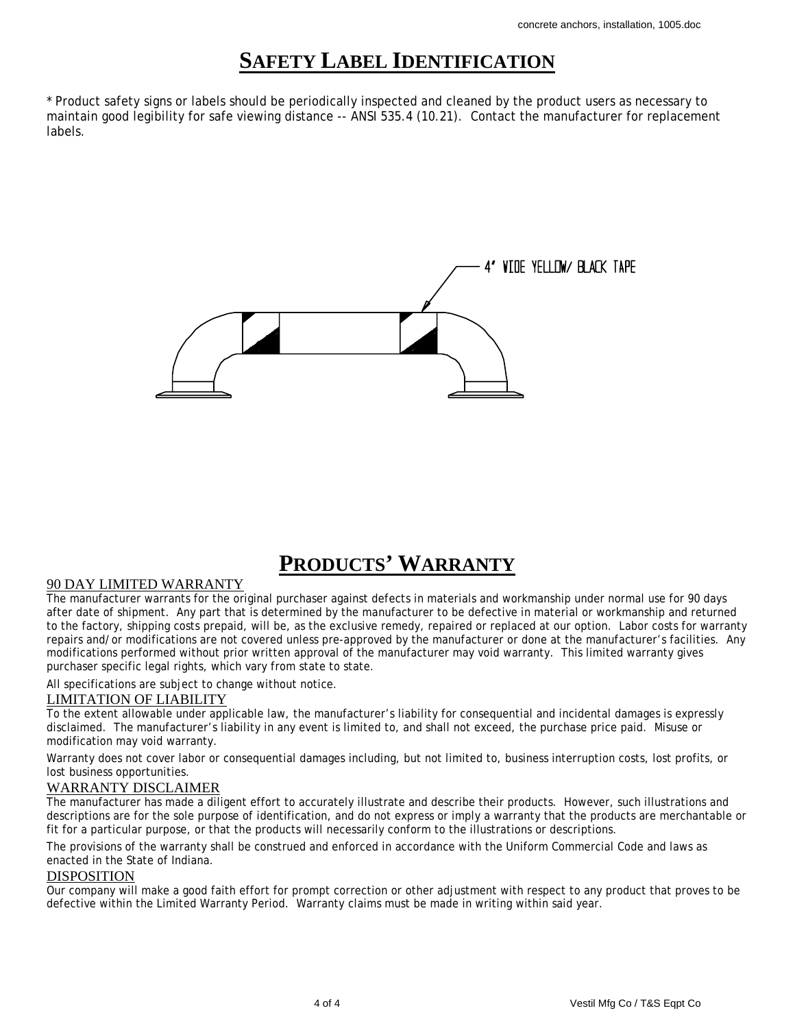# SAFETY LABEL IDENTIFICATION

* Product safety signs or labels should be periodically inspected and cleaned by the product users as necessary to maintain good legibility for safe viewing distance -- ANSI 535.4 (10.21). Contact the manufacturer for replacement labels.

4" WIDE YELLOW/ BLACK TAPE

# PRODUCTS' WARRANTY

## 90 DAY LIMITED WARRANTY

The manufacturer warrants for the original purchaser against defects in materials and workmanship under normal use for 90 days after date of shipment. Any part that is determined by the manufacturer to be defective in material or workmanship and returned to the factory, shipping costs prepaid, will be, as the exclusive remedy, repaired or replaced at our option. Labor costs for warranty repairs and/or modifications are not covered unless pre-approved by the manufacturer or done at the manufacturer's facilities. Any modifications performed without prior written approval of the manufacturer may void warranty. This limited warranty gives purchaser specific legal rights, which vary from state to state.

All specifications are subject to change without notice.

## LIMITATION OF LIABILITY

To the extent allowable under applicable law, the manufacturer's liability for consequential and incidental damages is expressly disclaimed. The manufacturer's liability in any event is limited to, and shall not exceed, the purchase price paid. Misuse or modification may void warranty.

Warranty does not cover labor or consequential damages including, but not limited to, business interruption costs, lost profits, or lost business opportunities.

## WARRANTY DISCLAIMER

The manufacturer has made a diligent effort to accurately illustrate and describe their products. However, such illustrations and descriptions are for the sole purpose of identification, and do not express or imply a warranty that the products are merchantable or fit for a particular purpose, or that the products will necessarily conform to the illustrations or descriptions.

The provisions of the warranty shall be construed and enforced in accordance with the Uniform Commercial Code and laws as enacted in the State of Indiana.

## DISPOSITION

Our company will make a good faith effort for prompt correction or other adjustment with respect to any product that proves to be defective within the Limited Warranty Period. Warranty claims must be made in writing within said year.